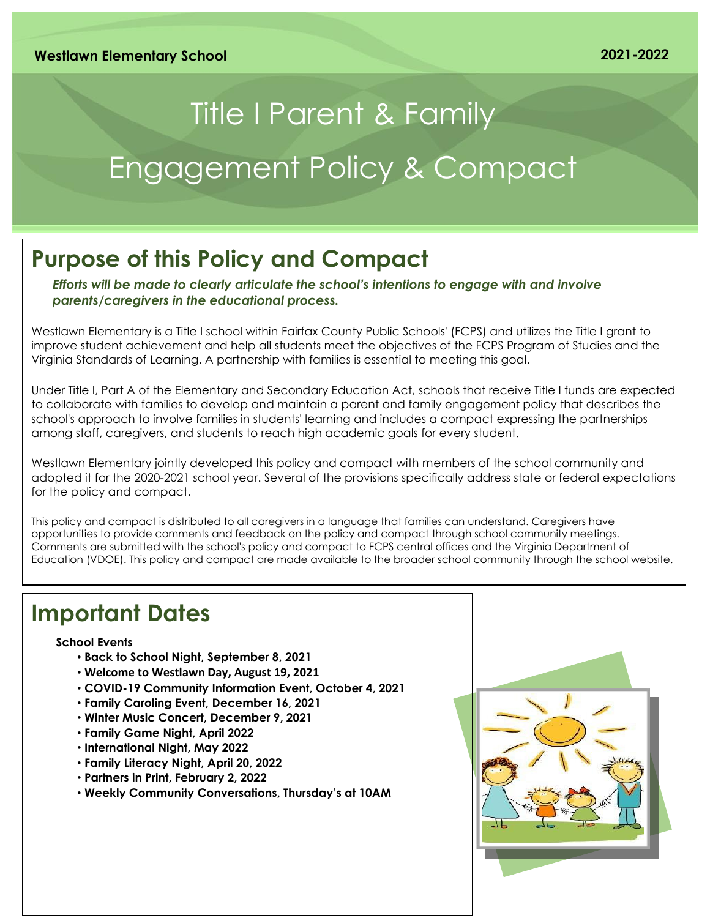**Westlawn Elementary School** **2021-2022**

# Title I Parent & Family Engagement Policy & Compact

## Purpose of this Policy and Compact

***Efforts will be made to clearly articulate the school's intentions to engage with and involve parents/caregivers in the educational process.***

Westlawn Elementary is a Title I school within Fairfax County Public Schools' (FCPS) and utilizes the Title I grant to improve student achievement and help all students meet the objectives of the FCPS Program of Studies and the Virginia Standards of Learning. A partnership with families is essential to meeting this goal.

Under Title I, Part A of the Elementary and Secondary Education Act, schools that receive Title I funds are expected to collaborate with families to develop and maintain a parent and family engagement policy that describes the school's approach to involve families in students' learning and includes a compact expressing the partnerships among staff, caregivers, and students to reach high academic goals for every student.

Westlawn Elementary jointly developed this policy and compact with members of the school community and adopted it for the 2020-2021 school year. Several of the provisions specifically address state or federal expectations for the policy and compact.

This policy and compact is distributed to all caregivers in a language that families can understand. Caregivers have opportunities to provide comments and feedback on the policy and compact through school community meetings. Comments are submitted with the school's policy and compact to FCPS central offices and the Virginia Department of Education (VDOE). This policy and compact are made available to the broader school community through the school website.

## Important Dates

**School Events**

- **Back to School Night, September 8, 2021**
- **Welcome to Westlawn Day, August 19, 2021**
- **COVID-19 Community Information Event, October 4, 2021**
- **Family Caroling Event, December 16, 2021**
- **Winter Music Concert, December 9, 2021**
- **Family Game Night, April 2022**
- **International Night, May 2022**
- **Family Literacy Night, April 20, 2022**
- **Partners in Print, February 2, 2022**
- **Weekly Community Conversations, Thursday's at 10AM**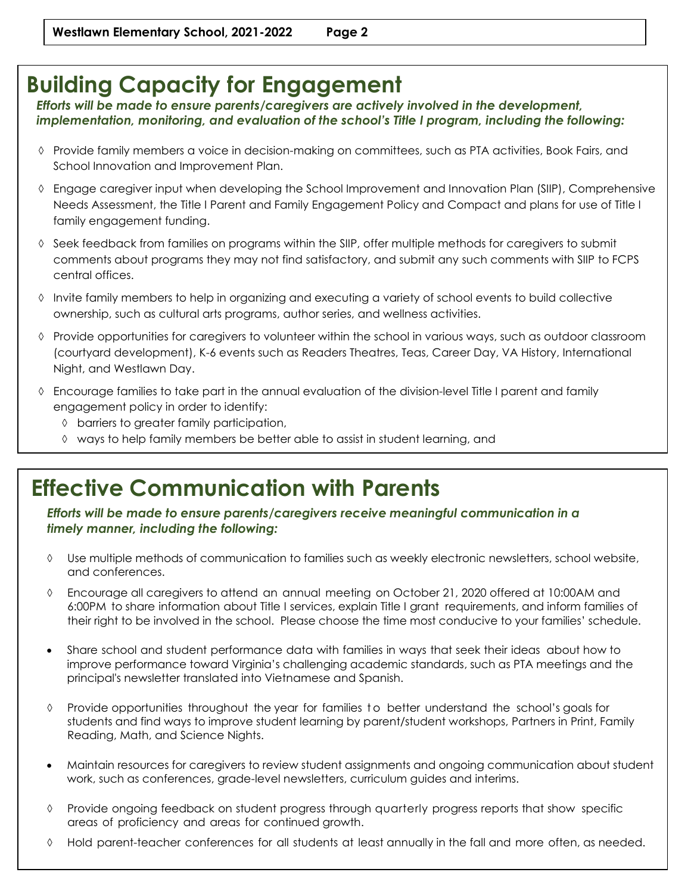## Building Capacity for Engagement

***Efforts will be made to ensure parents/caregivers are actively involved in the development, implementation, monitoring, and evaluation of the school's Title I program, including the following:***

- ◊ Provide family members a voice in decision-making on committees, such as PTA activities, Book Fairs, and School Innovation and Improvement Plan.
- ◊ Engage caregiver input when developing the School Improvement and Innovation Plan (SIIP), Comprehensive Needs Assessment, the Title I Parent and Family Engagement Policy and Compact and plans for use of Title I family engagement funding.
- ◊ Seek feedback from families on programs within the SIIP, offer multiple methods for caregivers to submit comments about programs they may not find satisfactory, and submit any such comments with SIIP to FCPS central offices.
- ◊ Invite family members to help in organizing and executing a variety of school events to build collective ownership, such as cultural arts programs, author series, and wellness activities.
- ◊ Provide opportunities for caregivers to volunteer within the school in various ways, such as outdoor classroom (courtyard development), K-6 events such as Readers Theatres, Teas, Career Day, VA History, International Night, and Westlawn Day.
- ◊ Encourage families to take part in the annual evaluation of the division-level Title I parent and family engagement policy in order to identify:
  - ◊ barriers to greater family participation,
  - ◊ ways to help family members be better able to assist in student learning, and

## Effective Communication with Parents

***Efforts will be made to ensure parents/caregivers receive meaningful communication in a timely manner, including the following:***

- ◊ Use multiple methods of communication to families such as weekly electronic newsletters, school website, and conferences.
- ◊ Encourage all caregivers to attend an annual meeting on October 21, 2020 offered at 10:00AM and 6:00PM to share information about Title I services, explain Title I grant requirements, and inform families of their right to be involved in the school. Please choose the time most conducive to your families' schedule.
- Share school and student performance data with families in ways that seek their ideas about how to improve performance toward Virginia's challenging academic standards, such as PTA meetings and the principal's newsletter translated into Vietnamese and Spanish.
- ◊ Provide opportunities throughout the year for families to better understand the school's goals for students and find ways to improve student learning by parent/student workshops, Partners in Print, Family Reading, Math, and Science Nights.
- Maintain resources for caregivers to review student assignments and ongoing communication about student work, such as conferences, grade-level newsletters, curriculum guides and interims.
- ◊ Provide ongoing feedback on student progress through quarterly progress reports that show specific areas of proficiency and areas for continued growth.
- ◊ Hold parent-teacher conferences for all students at least annually in the fall and more often, as needed.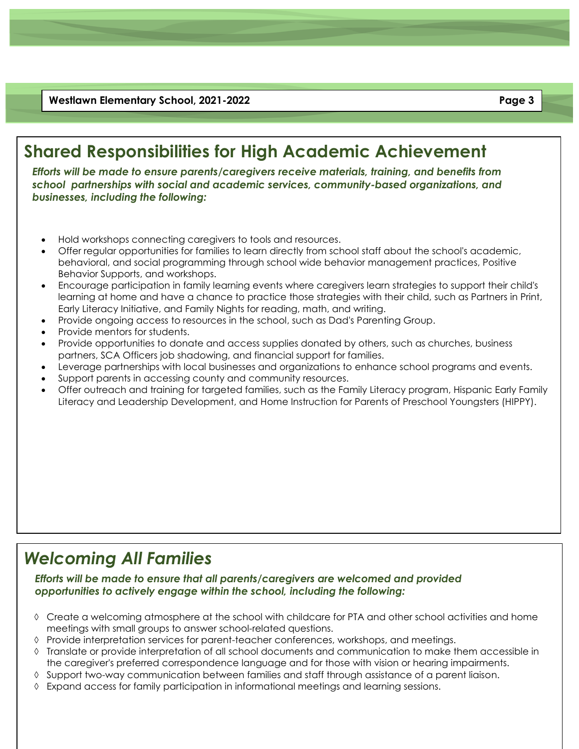## Shared Responsibilities for High Academic Achievement

***Efforts will be made to ensure parents/caregivers receive materials, training, and benefits from school partnerships with social and academic services, community-based organizations, and businesses, including the following:***

- Hold workshops connecting caregivers to tools and resources.
- Offer regular opportunities for families to learn directly from school staff about the school's academic, behavioral, and social programming through school wide behavior management practices, Positive Behavior Supports, and workshops.
- Encourage participation in family learning events where caregivers learn strategies to support their child's learning at home and have a chance to practice those strategies with their child, such as Partners in Print, Early Literacy Initiative, and Family Nights for reading, math, and writing.
- Provide ongoing access to resources in the school, such as Dad's Parenting Group.
- Provide mentors for students.
- Provide opportunities to donate and access supplies donated by others, such as churches, business partners, SCA Officers job shadowing, and financial support for families.
- Leverage partnerships with local businesses and organizations to enhance school programs and events.
- Support parents in accessing county and community resources.
- Offer outreach and training for targeted families, such as the Family Literacy program, Hispanic Early Family Literacy and Leadership Development, and Home Instruction for Parents of Preschool Youngsters (HIPPY).

## *Welcoming All Families*

***Efforts will be made to ensure that all parents/caregivers are welcomed and provided opportunities to actively engage within the school, including the following:***

- ◊ Create a welcoming atmosphere at the school with childcare for PTA and other school activities and home meetings with small groups to answer school-related questions.
- ◊ Provide interpretation services for parent-teacher conferences, workshops, and meetings.
- ◊ Translate or provide interpretation of all school documents and communication to make them accessible in the caregiver's preferred correspondence language and for those with vision or hearing impairments.
- ◊ Support two-way communication between families and staff through assistance of a parent liaison.
- ◊ Expand access for family participation in informational meetings and learning sessions.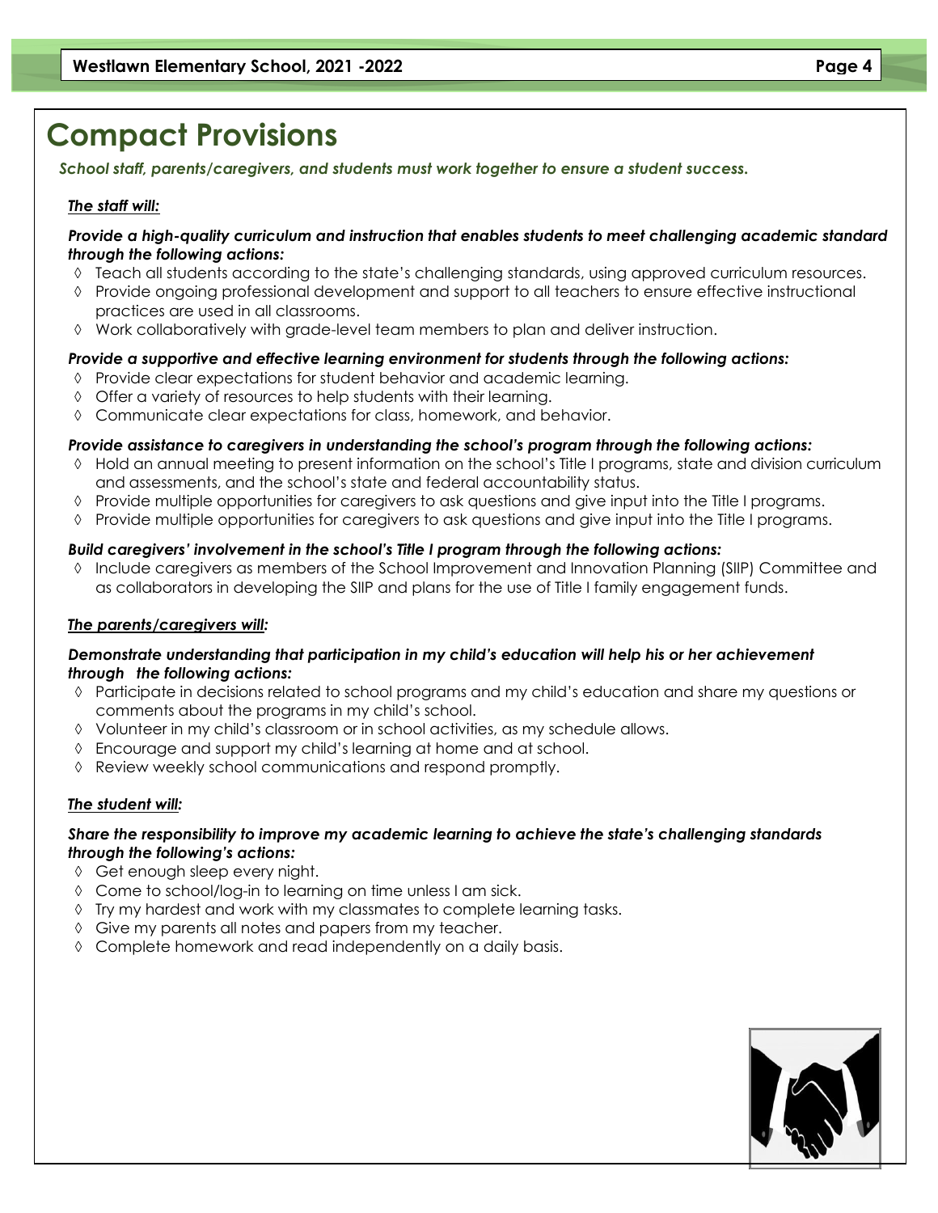# Compact Provisions

***School staff, parents/caregivers, and students must work together to ensure a student success.***

***The staff will:***

***Provide a high-quality curriculum and instruction that enables students to meet challenging academic standard through the following actions:***

- ◊ Teach all students according to the state's challenging standards, using approved curriculum resources.
- ◊ Provide ongoing professional development and support to all teachers to ensure effective instructional practices are used in all classrooms.
- ◊ Work collaboratively with grade-level team members to plan and deliver instruction.

***Provide a supportive and effective learning environment for students through the following actions:***

- ◊ Provide clear expectations for student behavior and academic learning.
- ◊ Offer a variety of resources to help students with their learning.
- ◊ Communicate clear expectations for class, homework, and behavior.

***Provide assistance to caregivers in understanding the school's program through the following actions:***

- ◊ Hold an annual meeting to present information on the school's Title I programs, state and division curriculum and assessments, and the school's state and federal accountability status.
- ◊ Provide multiple opportunities for caregivers to ask questions and give input into the Title I programs.
- ◊ Provide multiple opportunities for caregivers to ask questions and give input into the Title I programs.

***Build caregivers' involvement in the school's Title I program through the following actions:***

- ◊ Include caregivers as members of the School Improvement and Innovation Planning (SIIP) Committee and as collaborators in developing the SIIP and plans for the use of Title I family engagement funds.

***The parents/caregivers will:***

***Demonstrate understanding that participation in my child's education will help his or her achievement through the following actions:***

- ◊ Participate in decisions related to school programs and my child's education and share my questions or comments about the programs in my child's school.
- ◊ Volunteer in my child's classroom or in school activities, as my schedule allows.
- ◊ Encourage and support my child's learning at home and at school.
- ◊ Review weekly school communications and respond promptly.

***The student will:***

***Share the responsibility to improve my academic learning to achieve the state's challenging standards through the following's actions:***

- ◊ Get enough sleep every night.
- ◊ Come to school/log-in to learning on time unless I am sick.
- ◊ Try my hardest and work with my classmates to complete learning tasks.
- ◊ Give my parents all notes and papers from my teacher.
- ◊ Complete homework and read independently on a daily basis.